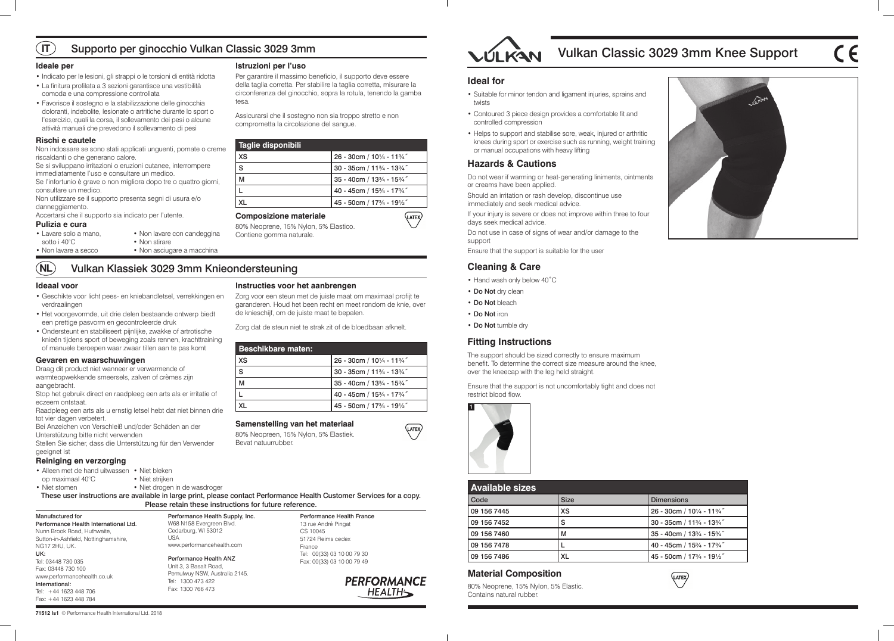# IT Supporto per ginocchio Vulkan Classic 3029 3mm

### Ideale per

- Indicato per le lesioni, gli strappi o le torsioni di entità ridotta
- La finitura profilata a 3 sezioni garantisce una vestibilità comoda e una compressione controllata
- Favorisce il sostegno e la stabilizzazione delle ginocchia doloranti, indebolite, lesionate o artritiche durante lo sport o l'esercizio, quali la corsa, il sollevamento dei pesi o alcune attività manuali che prevedono il sollevamento di pesi

### Rischi e cautele

Non indossare se sono stati applicati unguenti, pomate o creme riscaldanti o che generano calore.

Se si sviluppano irritazioni o eruzioni cutanee, interrompere immediatamente l'uso e consultare un medico.

Se l'infortunio è grave o non migliora dopo tre o quattro giorni, consultare un medico.

Non utilizzare se il supporto presenta segni di usura e/o danneggiamento.

Accertarsi che il supporto sia indicato per l'utente.

### Pulizia e cura

- Lavare solo a mano, sotto i 40°C
- Non lavare a secco
- Non lavare con candeggina
- Non stirare
- Non asciugare a macchina

### Istruzioni per l'uso

Per garantire il massimo beneficio, il supporto deve essere della taglia corretta. Per stabilire la taglia corretta, misurare la circonferenza del ginocchio, sopra la rotula, tenendo la gamba tesa.

Assicurarsi che il sostegno non sia troppo stretto e non comprometta la circolazione del sangue.

| Taglie disponibili | |
|---|---|
| XS | 26 - 30cm / 10¼ - 11¾˝ |
| S | 30 - 35cm / 11¾ - 13¾˝ |
| M | 35 - 40cm / 13¾ - 15¾˝ |
| L | 40 - 45cm / 15¾ - 17¾˝ |
| XL | 45 - 50cm / 17¾ - 19½˝ |

### Composizione materiale

80% Neoprene, 15% Nylon, 5% Elastico.
Contiene gomma naturale.

LATEX

# NL Vulkan Klassiek 3029 3mm Knieondersteuning

### Ideaal voor

- Geschikte voor licht pees- en kniebandletsel, verrekkingen en verdraaiingen
- Het voorgevormde, uit drie delen bestaande ontwerp biedt een prettige pasvorm en gecontroleerde druk
- Ondersteunt en stabiliseert pijnlijke, zwakke of artrotische knieën tijdens sport of beweging zoals rennen, krachttraining of manuele beroepen waar zwaar tillen aan te pas komt

### Gevaren en waarschuwingen

Draag dit product niet wanneer er verwarmende of warmteopwekkende smeersels, zalven of crèmes zijn aangebracht.

Stop het gebruik direct en raadpleeg een arts als er irritatie of eczeem ontstaat.

Raadpleeg een arts als u ernstig letsel hebt dat niet binnen drie tot vier dagen verbetert.

Bei Anzeichen von Verschleiß und/oder Schäden an der Unterstützung bitte nicht verwenden

Stellen Sie sicher, dass die Unterstützung für den Verwender geeignet ist

### Reiniging en verzorging

- Alleen met de hand uitwassen op maximaal 40°C
- Niet stomen
- Niet bleken
- Niet strijken
- Niet drogen in de wasdroger

### Instructies voor het aanbrengen

Zorg voor een steun met de juiste maat om maximaal profijt te garanderen. Houd het been recht en meet rondom de knie, over de knieschijf, om de juiste maat te bepalen.

Zorg dat de steun niet te strak zit of de bloedbaan afknelt.

| Beschikbare maten: | |
|---|---|
| XS | 26 - 30cm / 10¼ - 11¾˝ |
| S | 30 - 35cm / 11¾ - 13¾˝ |
| M | 35 - 40cm / 13¾ - 15¾˝ |
| L | 40 - 45cm / 15¾ - 17¾˝ |
| XL | 45 - 50cm / 17¾ - 19½˝ |

### Samenstelling van het materiaal

80% Neopreen, 15% Nylon, 5% Elastiek.
Bevat natuurrubber.

LATEX

These user instructions are available in large print, please contact Performance Health Customer Services for a copy. Please retain these instructions for future reference.

Manufactured for
Performance Health International Ltd.
Nunn Brook Road, Huthwaite,
Sutton-in-Ashfield, Nottinghamshire,
NG17 2HU, UK.
UK:
Tel: 03448 730 035
Fax: 03448 730 100
www.performancehealth.co.uk
International:
Tel: +44 1623 448 706
Fax: +44 1623 448 784

Performance Health Supply, Inc.
W68 N158 Evergreen Blvd.
Cedarburg, WI 53012
USA
www.performancehealth.com

Performance Health ANZ
Unit 3, 3 Basalt Road,
Pemulwuy NSW, Australia 2145.
Tel: 1300 473 422
Fax: 1300 766 473

Performance Health France
13 rue André Pingat
CS 10045
51724 Reims cedex
France
Tel: 00(33) 03 10 00 79 30
Fax: 00(33) 03 10 00 79 49

PERFORMANCE HEALTH

71512 Is1 © Performance Health International Ltd. 2018

# Vulkan Classic 3029 3mm Knee Support

CE

### Ideal for

- Suitable for minor tendon and ligament injuries, sprains and twists
- Contoured 3 piece design provides a comfortable fit and controlled compression
- Helps to support and stabilise sore, weak, injured or arthritic knees during sport or exercise such as running, weight training or manual occupations with heavy lifting

### Hazards & Cautions

Do not wear if warming or heat-generating liniments, ointments or creams have been applied.

Should an irritation or rash develop, discontinue use immediately and seek medical advice.

If your injury is severe or does not improve within three to four days seek medical advice.

Do not use in case of signs of wear and/or damage to the support

Ensure that the support is suitable for the user

### Cleaning & Care

- Hand wash only below 40˚C
- **Do Not** dry clean
- **Do Not** bleach
- **Do Not** iron
- **Do Not** tumble dry

### Fitting Instructions

The support should be sized correctly to ensure maximum benefit. To determine the correct size measure around the knee, over the kneecap with the leg held straight.

Ensure that the support is not uncomfortably tight and does not restrict blood flow.

1

| Available sizes | | |
|---|---|---|
| Code | Size | Dimensions |
| 09 156 7445 | XS | 26 - 30cm / 10¼ - 11¾˝ |
| 09 156 7452 | S | 30 - 35cm / 11¾ - 13¾˝ |
| 09 156 7460 | M | 35 - 40cm / 13¾ - 15¾˝ |
| 09 156 7478 | L | 40 - 45cm / 15¾ - 17¾˝ |
| 09 156 7486 | XL | 45 - 50cm / 17¾ - 19½˝ |

### Material Composition

80% Neoprene, 15% Nylon, 5% Elastic.
Contains natural rubber.

LATEX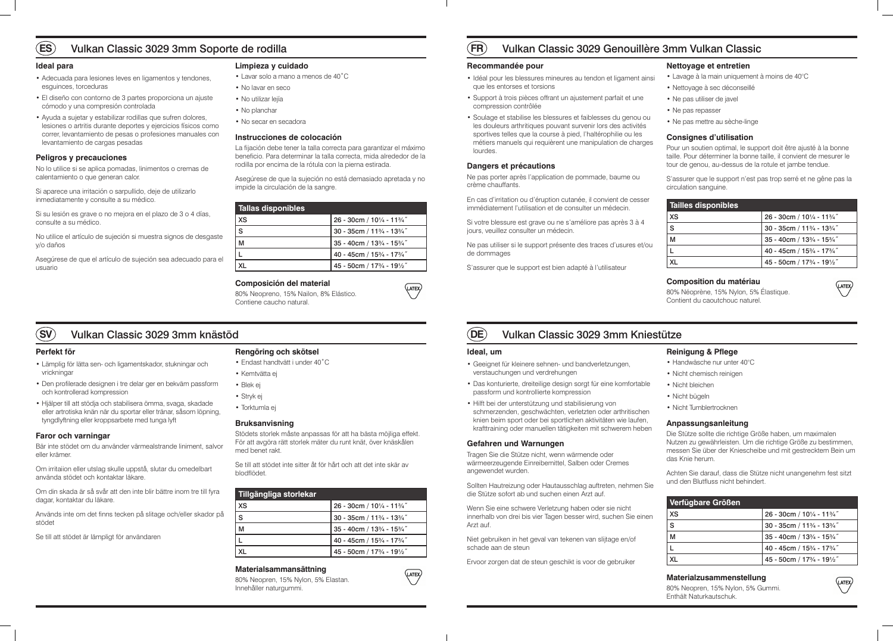## ES Vulkan Classic 3029 3mm Soporte de rodilla

### Ideal para

- Adecuada para lesiones leves en ligamentos y tendones, esguinces, torceduras
- El diseño con contorno de 3 partes proporciona un ajuste cómodo y una compresión controlada
- Ayuda a sujetar y estabilizar rodillas que sufren dolores, lesiones o artritis durante deportes y ejercicios físicos como correr, levantamiento de pesas o profesiones manuales con levantamiento de cargas pesadas

### Peligros y precauciones

No lo utilice si se aplica pomadas, linimentos o cremas de calentamiento o que generan calor.

Si aparece una irritación o sarpullido, deje de utilizarlo inmediatamente y consulte a su médico.

Si su lesión es grave o no mejora en el plazo de 3 o 4 días, consulte a su médico.

No utilice el artículo de sujeción si muestra signos de desgaste y/o daños

Asegúrese de que el artículo de sujeción sea adecuado para el usuario

### Limpieza y cuidado

- Lavar solo a mano a menos de 40˚C
- No lavar en seco
- No utilizar lejía
- No planchar
- No secar en secadora

### Instrucciones de colocación

La fijación debe tener la talla correcta para garantizar el máximo beneficio. Para determinar la talla correcta, mida alrededor de la rodilla por encima de la rótula con la pierna estirada.

Asegúrese de que la sujeción no está demasiado apretada y no impide la circulación de la sangre.

| Tallas disponibles | |
|---|---|
| XS | 26 - 30cm / 10¼ - 11¾˝ |
| S | 30 - 35cm / 11¾ - 13¾˝ |
| M | 35 - 40cm / 13¾ - 15¾˝ |
| L | 40 - 45cm / 15¾ - 17¾˝ |
| XL | 45 - 50cm / 17¾ - 19½˝ |

### Composición del material

80% Neopreno, 15% Nailon, 8% Elástico.
Contiene caucho natural.

LATEX

## FR Vulkan Classic 3029 Genouillère 3mm Vulkan Classic

### Recommandée pour

- Idéal pour les blessures mineures au tendon et ligament ainsi que les entorses et torsions
- Support à trois pièces offrant un ajustement parfait et une compression contrôlée
- Soulage et stabilise les blessures et faiblesses du genou ou les douleurs arthritiques pouvant survenir lors des activités sportives telles que la course à pied, l'haltérophilie ou les métiers manuels qui requièrent une manipulation de charges lourdes.

### Dangers et précautions

Ne pas porter après l'application de pommade, baume ou crème chauffants.

En cas d'irritation ou d'éruption cutanée, il convient de cesser immédiatement l'utilisation et de consulter un médecin.

Si votre blessure est grave ou ne s'améliore pas après 3 à 4 jours, veuillez consulter un médecin.

Ne pas utiliser si le support présente des traces d'usures et/ou de dommages

S'assurer que le support est bien adapté à l'utilisateur

### Nettoyage et entretien

- Lavage à la main uniquement à moins de 40°C
- Nettoyage à sec déconseillé
- Ne pas utiliser de javel
- Ne pas repasser
- Ne pas mettre au sèche-linge

### Consignes d'utilisation

Pour un soutien optimal, le support doit être ajusté à la bonne taille. Pour déterminer la bonne taille, il convient de mesurer le tour de genou, au-dessus de la rotule et jambe tendue.

S'assurer que le support n'est pas trop serré et ne gêne pas la circulation sanguine.

| Tailles disponibles | |
|---|---|
| XS | 26 - 30cm / 10¼ - 11¾˝ |
| S | 30 - 35cm / 11¾ - 13¾˝ |
| M | 35 - 40cm / 13¾ - 15¾˝ |
| L | 40 - 45cm / 15¾ - 17¾˝ |
| XL | 45 - 50cm / 17¾ - 19½˝ |

### Composition du matériau

80% Néoprène, 15% Nylon, 5% Élastique.
Contient du caoutchouc naturel.

LATEX

## SV Vulkan Classic 3029 3mm knästöd

### Perfekt för

- Lämplig för lätta sen- och ligamentskador, stukningar och vrickningar
- Den profilerade designen i tre delar ger en bekväm passform och kontrollerad kompression
- Hjälper till att stödja och stabilisera ömma, svaga, skadade eller artrotiska knän när du sportar eller tränar, såsom löpning, tyngdlyftning eller kroppsarbete med tunga lyft

### Faror och varningar

Bär inte stödet om du använder värmealstrande liniment, salvor eller krämer.

Om irritaiion eller utslag skulle uppstå, slutar du omedelbart använda stödet och kontaktar läkare.

Om din skada är så svår att den inte blir bättre inom tre till fyra dagar, kontaktar du läkare.

Används inte om det finns tecken på slitage och/eller skador på stödet

Se till att stödet är lämpligt för användaren

### Rengöring och skötsel

- Endast handtvätt i under 40˚C
- Kemtvätta ej
- Blek ej
- Stryk ej
- Torktumla ej

### Bruksanvisning

Stödets storlek måste anpassas för att ha bästa möjliga effekt. För att avgöra rätt storlek mäter du runt knät, över knäskålen med benet rakt.

Se till att stödet inte sitter åt för hårt och att det inte skär av blodflödet.

| Tillgängliga storlekar | |
|---|---|
| XS | 26 - 30cm / 10¼ - 11¾˝ |
| S | 30 - 35cm / 11¾ - 13¾˝ |
| M | 35 - 40cm / 13¾ - 15¾˝ |
| L | 40 - 45cm / 15¾ - 17¾˝ |
| XL | 45 - 50cm / 17¾ - 19½˝ |

### Materialsammansättning

80% Neopren, 15% Nylon, 5% Elastan.
Innehåller naturgummi.

LATEX

## DE Vulkan Classic 3029 3mm Kniestütze

### Ideal, um

- Geeignet für kleinere sehnen- und bandverletzungen, verstauchungen und verdrehungen
- Das konturierte, dreiteilige design sorgt für eine komfortable passform und kontrollierte kompression
- Hilft bei der unterstützung und stabilisierung von schmerzenden, geschwächten, verletzten oder arthritischen knien beim sport oder bei sportlichen aktivitäten wie laufen, krafttraining oder manuellen tätigkeiten mit schwerem heben

### Gefahren und Warnungen

Tragen Sie die Stütze nicht, wenn wärmende oder wärmeerzeugende Einreibemittel, Salben oder Cremes angewendet wurden.

Sollten Hautreizung oder Hautausschlag auftreten, nehmen Sie die Stütze sofort ab und suchen einen Arzt auf.

Wenn Sie eine schwere Verletzung haben oder sie nicht innerhalb von drei bis vier Tagen besser wird, suchen Sie einen Arzt auf.

Niet gebruiken in het geval van tekenen van slijtage en/of schade aan de steun

Ervoor zorgen dat de steun geschikt is voor de gebruiker

### Reinigung & Pflege

- Handwäsche nur unter 40°C
- Nicht chemisch reinigen
- Nicht bleichen
- Nicht bügeln
- Nicht Tumblertrocknen

### Anpassungsanleitung

Die Stütze sollte die richtige Größe haben, um maximalen Nutzen zu gewährleisten. Um die richtige Größe zu bestimmen, messen Sie über der Kniescheibe und mit gestrecktem Bein um das Knie herum.

Achten Sie darauf, dass die Stütze nicht unangenehm fest sitzt und den Blutfluss nicht behindert.

| Verfügbare Größen | |
|---|---|
| XS | 26 - 30cm / 10¼ - 11¾˝ |
| S | 30 - 35cm / 11¾ - 13¾˝ |
| M | 35 - 40cm / 13¾ - 15¾˝ |
| L | 40 - 45cm / 15¾ - 17¾˝ |
| XL | 45 - 50cm / 17¾ - 19½˝ |

### Materialzusammenstellung

80% Neopren, 15% Nylon, 5% Gummi.
Enthält Naturkautschuk.

LATEX